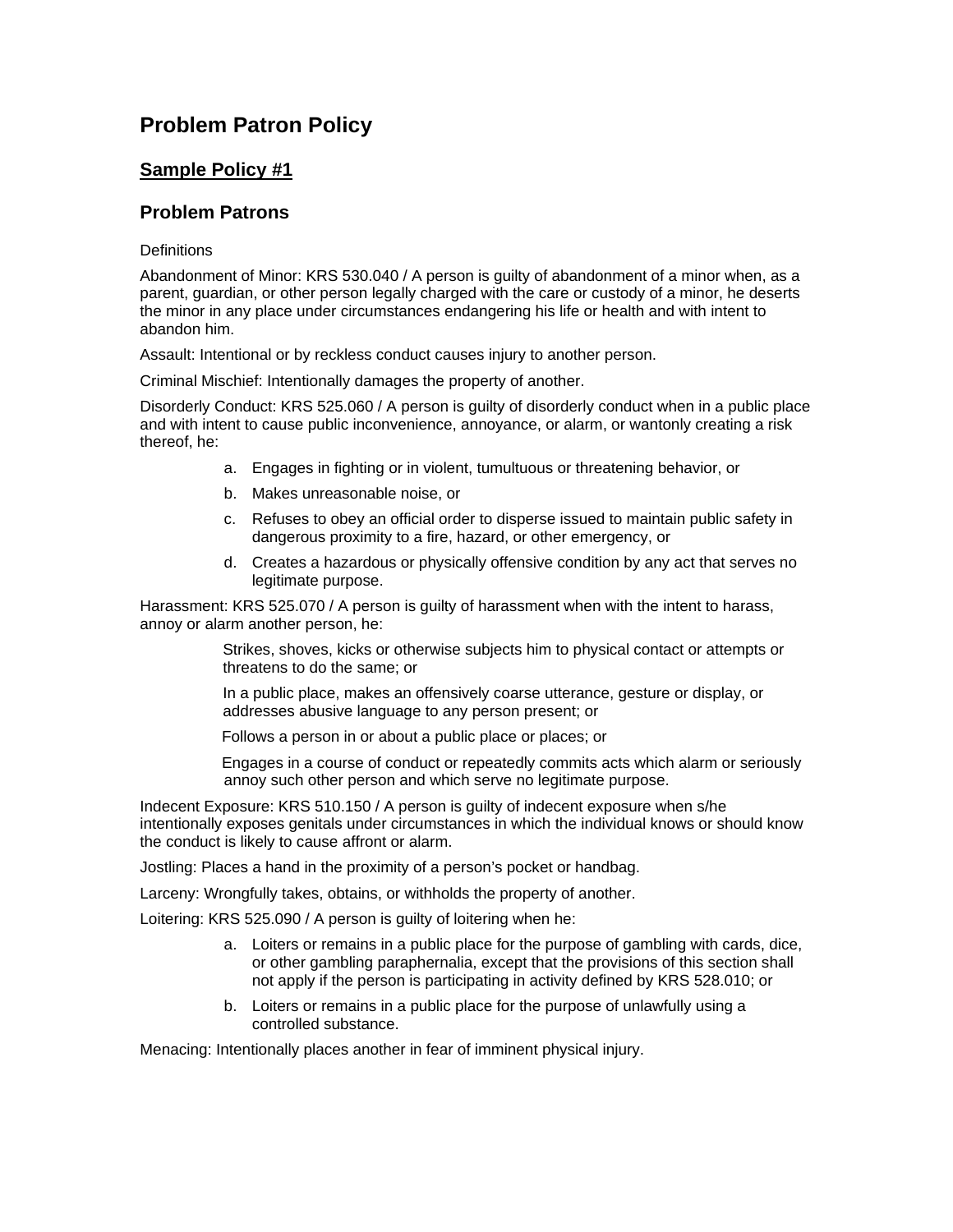# Problem Patron Policy

## Sample Policy #1

## Problem Patrons

Definitions

Abandonment of Minor: KRS 530.040 / A person is guilty of abandonment of a minor when, as a parent, guardian, or other person legally charged with the care or custody of a minor, he deserts the minor in any place under circumstances endangering his life or health and with intent to abandon him.

Assault: Intentional or by reckless conduct causes injury to another person.

Criminal Mischief: Intentionally damages the property of another.

Disorderly Conduct: KRS 525.060 / A person is guilty of disorderly conduct when in a public place and with intent to cause public inconvenience, annoyance, or alarm, or wantonly creating a risk thereof, he:

a. Engages in fighting or in violent, tumultuous or threatening behavior, or
b. Makes unreasonable noise, or
c. Refuses to obey an official order to disperse issued to maintain public safety in dangerous proximity to a fire, hazard, or other emergency, or
d. Creates a hazardous or physically offensive condition by any act that serves no legitimate purpose.

Harassment: KRS 525.070 / A person is guilty of harassment when with the intent to harass, annoy or alarm another person, he:

Strikes, shoves, kicks or otherwise subjects him to physical contact or attempts or threatens to do the same; or

In a public place, makes an offensively coarse utterance, gesture or display, or addresses abusive language to any person present; or

Follows a person in or about a public place or places; or

Engages in a course of conduct or repeatedly commits acts which alarm or seriously annoy such other person and which serve no legitimate purpose.

Indecent Exposure: KRS 510.150 / A person is guilty of indecent exposure when s/he intentionally exposes genitals under circumstances in which the individual knows or should know the conduct is likely to cause affront or alarm.

Jostling: Places a hand in the proximity of a person's pocket or handbag.

Larceny: Wrongfully takes, obtains, or withholds the property of another.

Loitering: KRS 525.090 / A person is guilty of loitering when he:

a. Loiters or remains in a public place for the purpose of gambling with cards, dice, or other gambling paraphernalia, except that the provisions of this section shall not apply if the person is participating in activity defined by KRS 528.010; or
b. Loiters or remains in a public place for the purpose of unlawfully using a controlled substance.

Menacing: Intentionally places another in fear of imminent physical injury.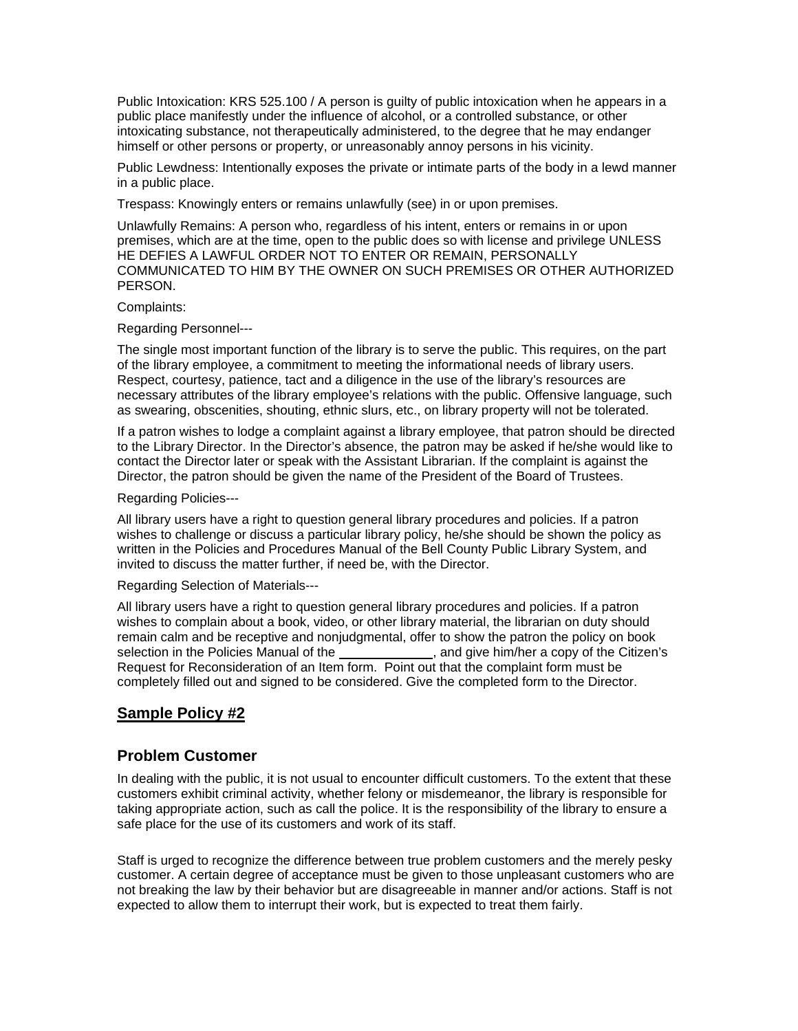Public Intoxication: KRS 525.100 / A person is guilty of public intoxication when he appears in a public place manifestly under the influence of alcohol, or a controlled substance, or other intoxicating substance, not therapeutically administered, to the degree that he may endanger himself or other persons or property, or unreasonably annoy persons in his vicinity.

Public Lewdness: Intentionally exposes the private or intimate parts of the body in a lewd manner in a public place.

Trespass: Knowingly enters or remains unlawfully (see) in or upon premises.

Unlawfully Remains: A person who, regardless of his intent, enters or remains in or upon premises, which are at the time, open to the public does so with license and privilege UNLESS HE DEFIES A LAWFUL ORDER NOT TO ENTER OR REMAIN, PERSONALLY COMMUNICATED TO HIM BY THE OWNER ON SUCH PREMISES OR OTHER AUTHORIZED PERSON.

Complaints:

Regarding Personnel---

The single most important function of the library is to serve the public. This requires, on the part of the library employee, a commitment to meeting the informational needs of library users. Respect, courtesy, patience, tact and a diligence in the use of the library's resources are necessary attributes of the library employee's relations with the public. Offensive language, such as swearing, obscenities, shouting, ethnic slurs, etc., on library property will not be tolerated.

If a patron wishes to lodge a complaint against a library employee, that patron should be directed to the Library Director. In the Director's absence, the patron may be asked if he/she would like to contact the Director later or speak with the Assistant Librarian. If the complaint is against the Director, the patron should be given the name of the President of the Board of Trustees.

Regarding Policies---

All library users have a right to question general library procedures and policies. If a patron wishes to challenge or discuss a particular library policy, he/she should be shown the policy as written in the Policies and Procedures Manual of the Bell County Public Library System, and invited to discuss the matter further, if need be, with the Director.

Regarding Selection of Materials---

All library users have a right to question general library procedures and policies. If a patron wishes to complain about a book, video, or other library material, the librarian on duty should remain calm and be receptive and nonjudgmental, offer to show the patron the policy on book selection in the Policies Manual of the ____________, and give him/her a copy of the Citizen's Request for Reconsideration of an Item form. Point out that the complaint form must be completely filled out and signed to be considered. Give the completed form to the Director.

## Sample Policy #2

### Problem Customer

In dealing with the public, it is not usual to encounter difficult customers. To the extent that these customers exhibit criminal activity, whether felony or misdemeanor, the library is responsible for taking appropriate action, such as call the police. It is the responsibility of the library to ensure a safe place for the use of its customers and work of its staff.

Staff is urged to recognize the difference between true problem customers and the merely pesky customer. A certain degree of acceptance must be given to those unpleasant customers who are not breaking the law by their behavior but are disagreeable in manner and/or actions. Staff is not expected to allow them to interrupt their work, but is expected to treat them fairly.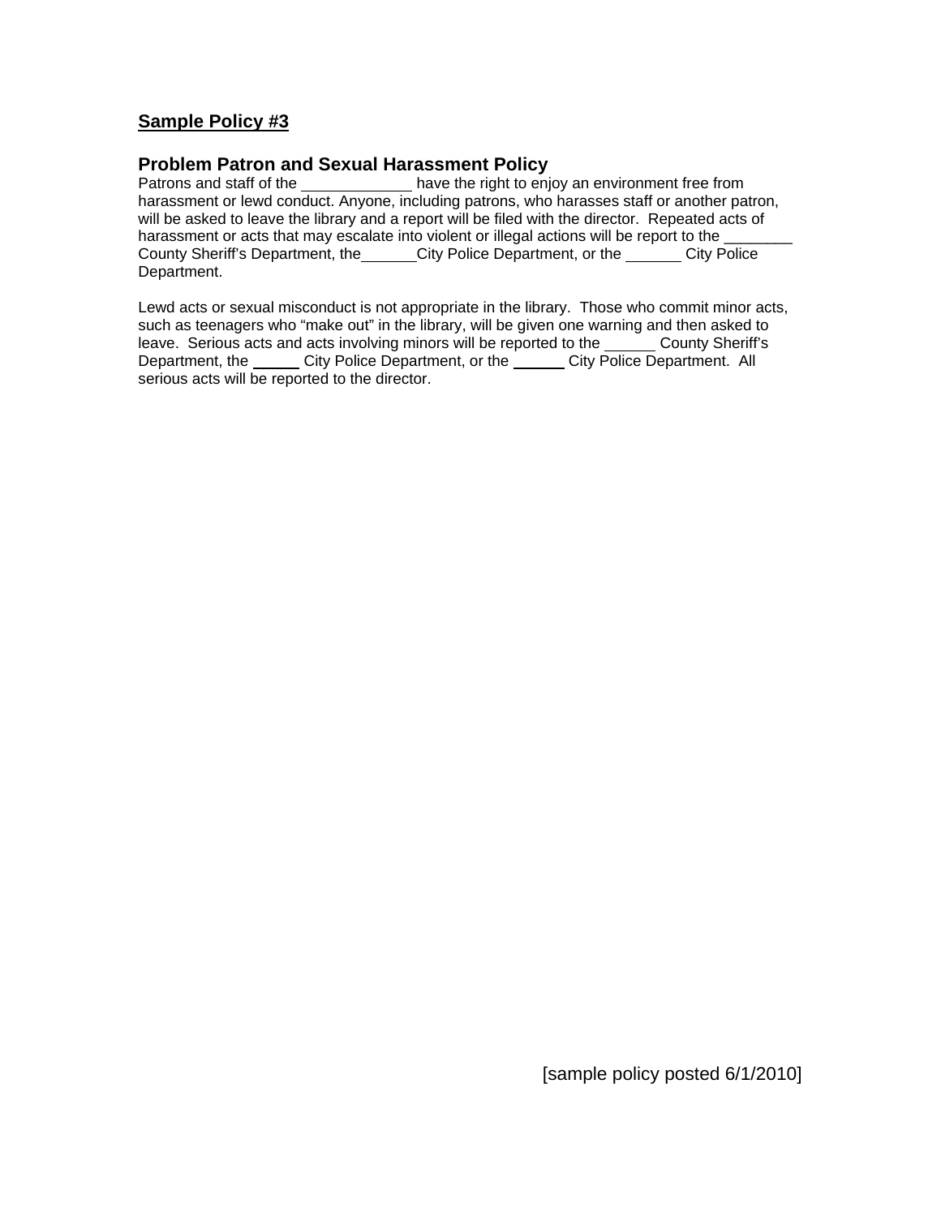## Sample Policy #3

### Problem Patron and Sexual Harassment Policy

Patrons and staff of the ____________ have the right to enjoy an environment free from harassment or lewd conduct. Anyone, including patrons, who harasses staff or another patron, will be asked to leave the library and a report will be filed with the director. Repeated acts of harassment or acts that may escalate into violent or illegal actions will be report to the ________ County Sheriff's Department, the ______ City Police Department, or the ______ City Police Department.

Lewd acts or sexual misconduct is not appropriate in the library. Those who commit minor acts, such as teenagers who "make out" in the library, will be given one warning and then asked to leave. Serious acts and acts involving minors will be reported to the ______ County Sheriff's Department, the _____ City Police Department, or the ______ City Police Department. All serious acts will be reported to the director.

[sample policy posted 6/1/2010]